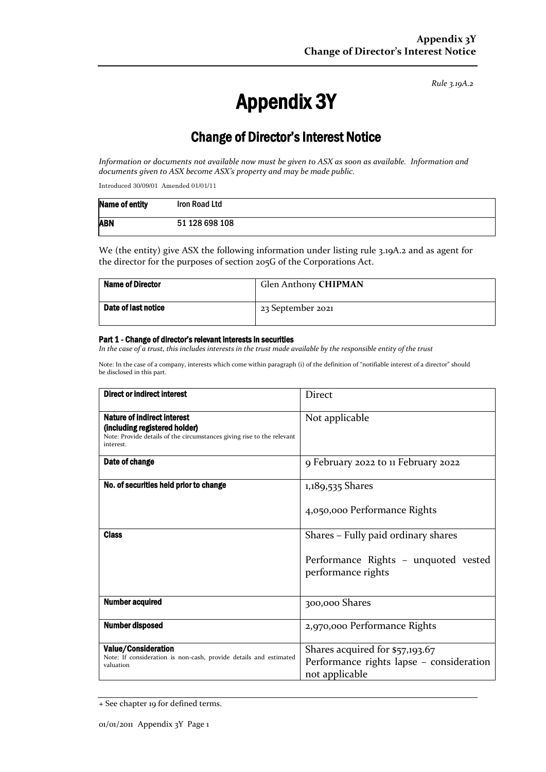*Rule 3.19A.2*

# Appendix 3Y

## Change of Director's Interest Notice

*Information or documents not available now must be given to ASX as soon as available. Information and documents given to ASX become ASX's property and may be made public.*

Introduced 30/09/01 Amended 01/01/11

| **Name of entity** | **Iron Road Ltd** |
|---|---|
| **ABN** | **51 128 698 108** |

We (the entity) give ASX the following information under listing rule 3.19A.2 and as agent for the director for the purposes of section 205G of the Corporations Act.

| **Name of Director** | Glen Anthony **CHIPMAN** |
|---|---|
| **Date of last notice** | 23 September 2021 |

#### Part 1 - Change of director's relevant interests in securities

*In the case of a trust, this includes interests in the trust made available by the responsible entity of the trust*

Note: In the case of a company, interests which come within paragraph (i) of the definition of "notifiable interest of a director" should be disclosed in this part.

| | |
|---|---|
| **Direct or indirect interest** | Direct |
| **Nature of indirect interest (including registered holder)**<br>Note: Provide details of the circumstances giving rise to the relevant interest. | Not applicable |
| **Date of change** | 9 February 2022 to 11 February 2022 |
| **No. of securities held prior to change** | 1,189,535 Shares<br><br>4,050,000 Performance Rights |
| **Class** | Shares – Fully paid ordinary shares<br><br>Performance Rights – unquoted vested performance rights |
| **Number acquired** | 300,000 Shares |
| **Number disposed** | 2,970,000 Performance Rights |
| **Value/Consideration**<br>Note: If consideration is non-cash, provide details and estimated valuation | Shares acquired for $57,193.67<br>Performance rights lapse – consideration not applicable |

+ See chapter 19 for defined terms.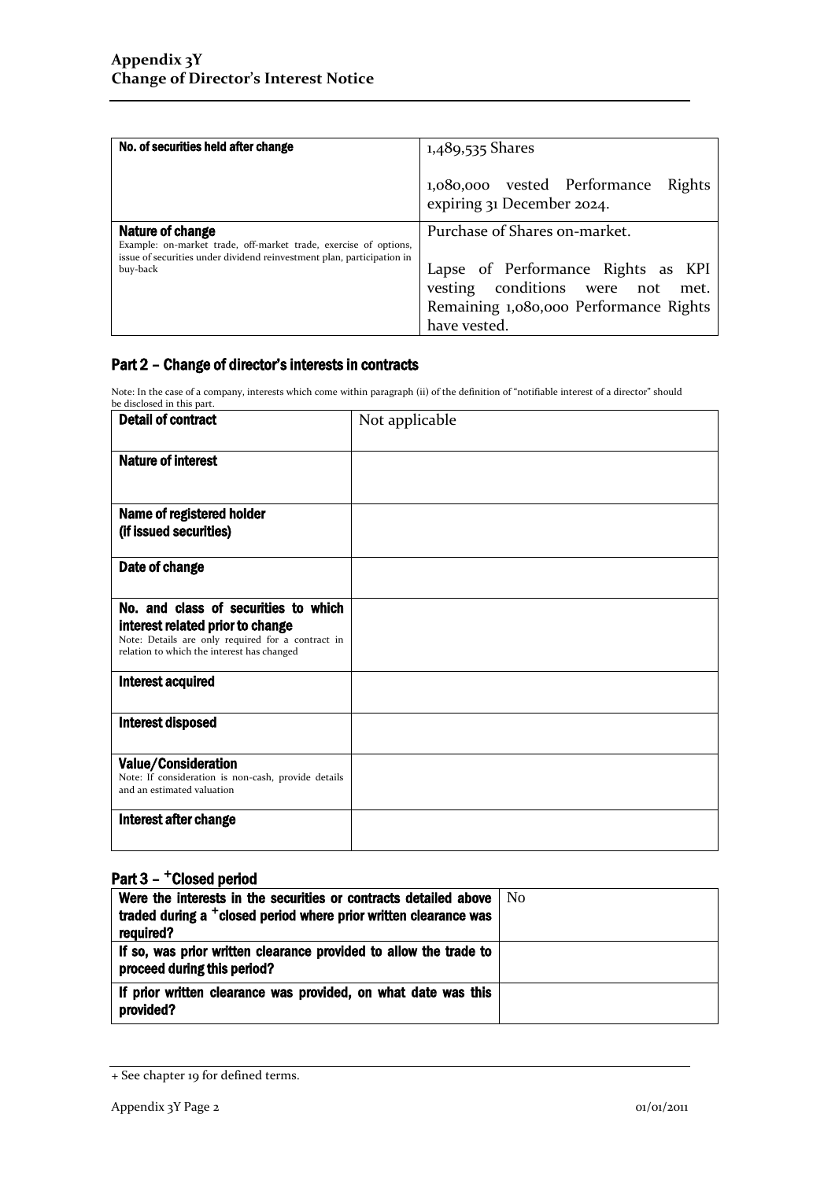| | |
|---|---|
| **No. of securities held after change** | 1,489,535 Shares<br><br>1,080,000 vested Performance Rights expiring 31 December 2024. |
| **Nature of change**<br>Example: on-market trade, off-market trade, exercise of options, issue of securities under dividend reinvestment plan, participation in buy-back | Purchase of Shares on-market.<br><br>Lapse of Performance Rights as KPI vesting conditions were not met. Remaining 1,080,000 Performance Rights have vested. |

## Part 2 – Change of director's interests in contracts

Note: In the case of a company, interests which come within paragraph (ii) of the definition of "notifiable interest of a director" should be disclosed in this part.

| | |
|---|---|
| **Detail of contract** | Not applicable |
| **Nature of interest** | |
| **Name of registered holder (if issued securities)** | |
| **Date of change** | |
| **No. and class of securities to which interest related prior to change**<br>Note: Details are only required for a contract in relation to which the interest has changed | |
| **Interest acquired** | |
| **Interest disposed** | |
| **Value/Consideration**<br>Note: If consideration is non-cash, provide details and an estimated valuation | |
| **Interest after change** | |

## Part 3 – +Closed period

| | |
|---|---|
| **Were the interests in the securities or contracts detailed above traded during a +closed period where prior written clearance was required?** | No |
| **If so, was prior written clearance provided to allow the trade to proceed during this period?** | |
| **If prior written clearance was provided, on what date was this provided?** | |

+ See chapter 19 for defined terms.